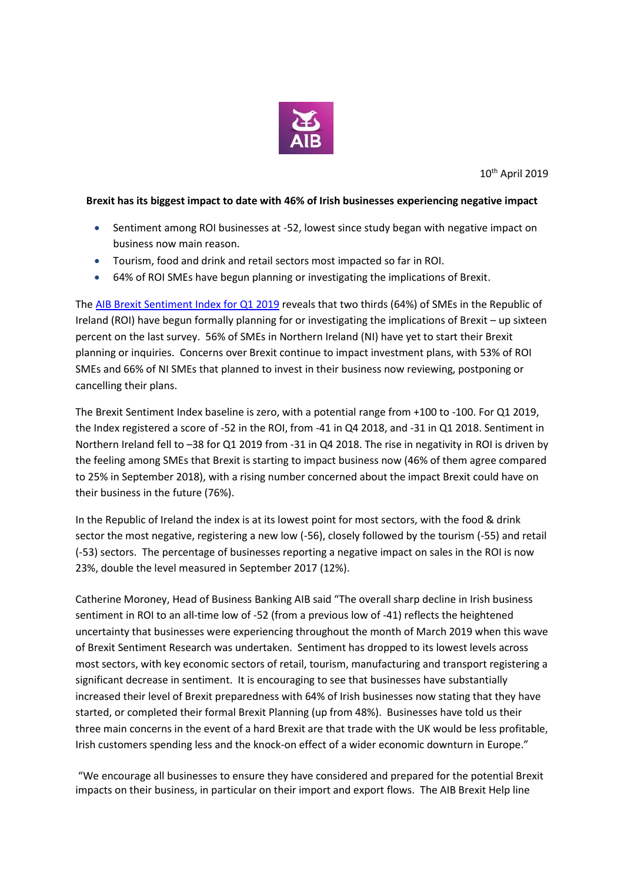10th April 2019

**Brexit has its biggest impact to date with 46% of Irish businesses experiencing negative impact**

- Sentiment among ROI businesses at -52, lowest since study began with negative impact on business now main reason.
- Tourism, food and drink and retail sectors most impacted so far in ROI.
- 64% of ROI SMEs have begun planning or investigating the implications of Brexit.

The AIB Brexit Sentiment Index for Q1 2019 reveals that two thirds (64%) of SMEs in the Republic of Ireland (ROI) have begun formally planning for or investigating the implications of Brexit – up sixteen percent on the last survey. 56% of SMEs in Northern Ireland (NI) have yet to start their Brexit planning or inquiries. Concerns over Brexit continue to impact investment plans, with 53% of ROI SMEs and 66% of NI SMEs that planned to invest in their business now reviewing, postponing or cancelling their plans.

The Brexit Sentiment Index baseline is zero, with a potential range from +100 to -100. For Q1 2019, the Index registered a score of -52 in the ROI, from -41 in Q4 2018, and -31 in Q1 2018. Sentiment in Northern Ireland fell to –38 for Q1 2019 from -31 in Q4 2018. The rise in negativity in ROI is driven by the feeling among SMEs that Brexit is starting to impact business now (46% of them agree compared to 25% in September 2018), with a rising number concerned about the impact Brexit could have on their business in the future (76%).

In the Republic of Ireland the index is at its lowest point for most sectors, with the food & drink sector the most negative, registering a new low (-56), closely followed by the tourism (-55) and retail (-53) sectors. The percentage of businesses reporting a negative impact on sales in the ROI is now 23%, double the level measured in September 2017 (12%).

Catherine Moroney, Head of Business Banking AIB said "The overall sharp decline in Irish business sentiment in ROI to an all-time low of -52 (from a previous low of -41) reflects the heightened uncertainty that businesses were experiencing throughout the month of March 2019 when this wave of Brexit Sentiment Research was undertaken. Sentiment has dropped to its lowest levels across most sectors, with key economic sectors of retail, tourism, manufacturing and transport registering a significant decrease in sentiment. It is encouraging to see that businesses have substantially increased their level of Brexit preparedness with 64% of Irish businesses now stating that they have started, or completed their formal Brexit Planning (up from 48%). Businesses have told us their three main concerns in the event of a hard Brexit are that trade with the UK would be less profitable, Irish customers spending less and the knock-on effect of a wider economic downturn in Europe."

"We encourage all businesses to ensure they have considered and prepared for the potential Brexit impacts on their business, in particular on their import and export flows. The AIB Brexit Help line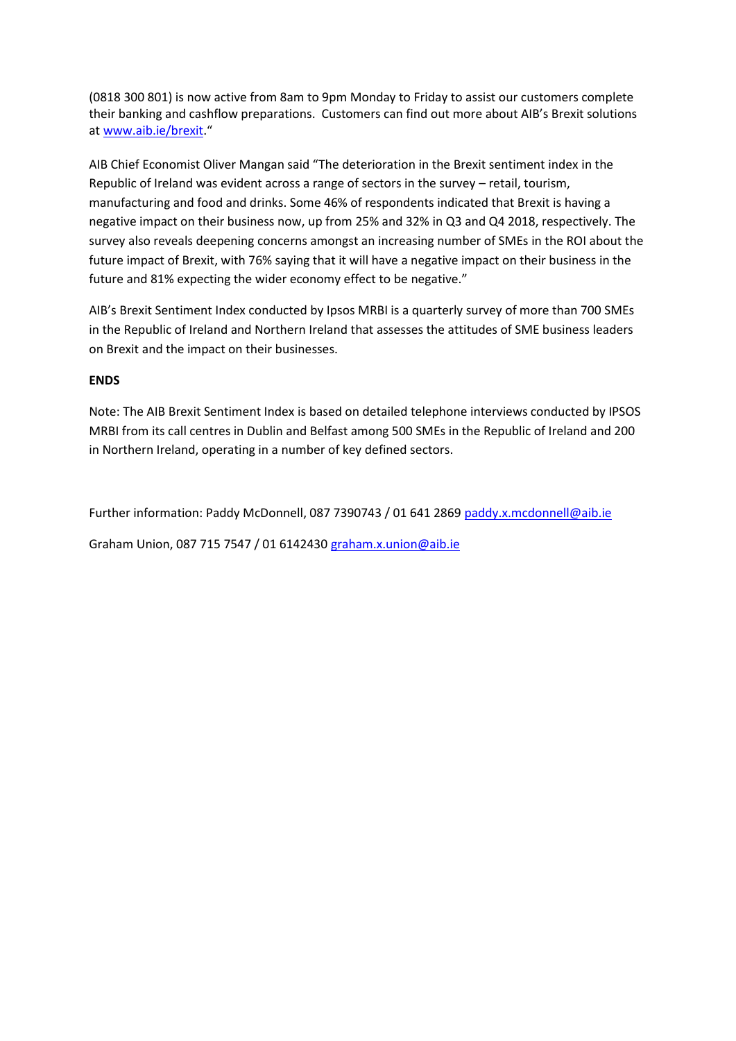(0818 300 801) is now active from 8am to 9pm Monday to Friday to assist our customers complete their banking and cashflow preparations. Customers can find out more about AIB's Brexit solutions at [www.aib.ie/brexit](www.aib.ie/brexit)."

AIB Chief Economist Oliver Mangan said "The deterioration in the Brexit sentiment index in the Republic of Ireland was evident across a range of sectors in the survey – retail, tourism, manufacturing and food and drinks. Some 46% of respondents indicated that Brexit is having a negative impact on their business now, up from 25% and 32% in Q3 and Q4 2018, respectively. The survey also reveals deepening concerns amongst an increasing number of SMEs in the ROI about the future impact of Brexit, with 76% saying that it will have a negative impact on their business in the future and 81% expecting the wider economy effect to be negative."

AIB's Brexit Sentiment Index conducted by Ipsos MRBI is a quarterly survey of more than 700 SMEs in the Republic of Ireland and Northern Ireland that assesses the attitudes of SME business leaders on Brexit and the impact on their businesses.

**ENDS**

Note: The AIB Brexit Sentiment Index is based on detailed telephone interviews conducted by IPSOS MRBI from its call centres in Dublin and Belfast among 500 SMEs in the Republic of Ireland and 200 in Northern Ireland, operating in a number of key defined sectors.

Further information: Paddy McDonnell, 087 7390743 / 01 641 2869 [paddy.x.mcdonnell@aib.ie](mailto:paddy.x.mcdonnell@aib.ie)

Graham Union, 087 715 7547 / 01 6142430 [graham.x.union@aib.ie](mailto:graham.x.union@aib.ie)